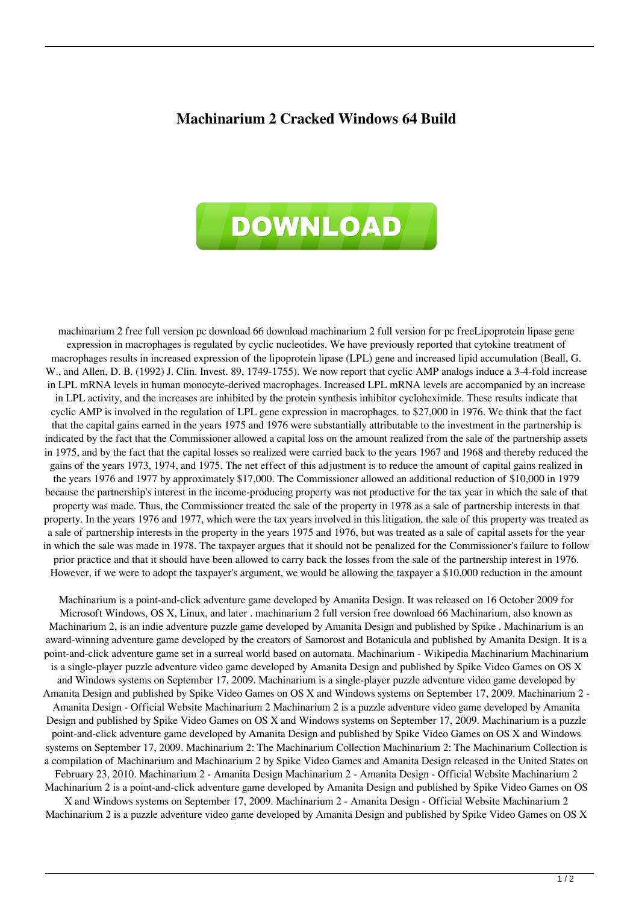# Machinarium 2 Cracked Windows 64 Build

DOWNLOAD

machinarium 2 free full version pc download 66 download machinarium 2 full version for pc freeLipoprotein lipase gene expression in macrophages is regulated by cyclic nucleotides. We have previously reported that cytokine treatment of macrophages results in increased expression of the lipoprotein lipase (LPL) gene and increased lipid accumulation (Beall, G. W., and Allen, D. B. (1992) J. Clin. Invest. 89, 1749-1755). We now report that cyclic AMP analogs induce a 3-4-fold increase in LPL mRNA levels in human monocyte-derived macrophages. Increased LPL mRNA levels are accompanied by an increase in LPL activity, and the increases are inhibited by the protein synthesis inhibitor cycloheximide. These results indicate that cyclic AMP is involved in the regulation of LPL gene expression in macrophages. to $27,000 in 1976. We think that the fact that the capital gains earned in the years 1975 and 1976 were substantially attributable to the investment in the partnership is indicated by the fact that the Commissioner allowed a capital loss on the amount realized from the sale of the partnership assets in 1975, and by the fact that the capital losses so realized were carried back to the years 1967 and 1968 and thereby reduced the gains of the years 1973, 1974, and 1975. The net effect of this adjustment is to reduce the amount of capital gains realized in the years 1976 and 1977 by approximately $17,000. The Commissioner allowed an additional reduction of $10,000 in 1979 because the partnership's interest in the income-producing property was not productive for the tax year in which the sale of that property was made. Thus, the Commissioner treated the sale of the property in 1978 as a sale of partnership interests in that property. In the years 1976 and 1977, which were the tax years involved in this litigation, the sale of this property was treated as a sale of partnership interests in the property in the years 1975 and 1976, but was treated as a sale of capital assets for the year in which the sale was made in 1978. The taxpayer argues that it should not be penalized for the Commissioner's failure to follow prior practice and that it should have been allowed to carry back the losses from the sale of the partnership interest in 1976. However, if we were to adopt the taxpayer's argument, we would be allowing the taxpayer a $10,000 reduction in the amount

Machinarium is a point-and-click adventure game developed by Amanita Design. It was released on 16 October 2009 for Microsoft Windows, OS X, Linux, and later . machinarium 2 full version free download 66 Machinarium, also known as Machinarium 2, is an indie adventure puzzle game developed by Amanita Design and published by Spike . Machinarium is an award-winning adventure game developed by the creators of Samorost and Botanicula and published by Amanita Design. It is a point-and-click adventure game set in a surreal world based on automata. Machinarium - Wikipedia Machinarium Machinarium is a single-player puzzle adventure video game developed by Amanita Design and published by Spike Video Games on OS X and Windows systems on September 17, 2009. Machinarium is a single-player puzzle adventure video game developed by Amanita Design and published by Spike Video Games on OS X and Windows systems on September 17, 2009. Machinarium 2 - Amanita Design - Official Website Machinarium 2 Machinarium 2 is a puzzle adventure video game developed by Amanita Design and published by Spike Video Games on OS X and Windows systems on September 17, 2009. Machinarium is a puzzle point-and-click adventure game developed by Amanita Design and published by Spike Video Games on OS X and Windows systems on September 17, 2009. Machinarium 2: The Machinarium Collection Machinarium 2: The Machinarium Collection is a compilation of Machinarium and Machinarium 2 by Spike Video Games and Amanita Design released in the United States on February 23, 2010. Machinarium 2 - Amanita Design Machinarium 2 - Amanita Design - Official Website Machinarium 2 Machinarium 2 is a point-and-click adventure game developed by Amanita Design and published by Spike Video Games on OS X and Windows systems on September 17, 2009. Machinarium 2 - Amanita Design - Official Website Machinarium 2 Machinarium 2 is a puzzle adventure video game developed by Amanita Design and published by Spike Video Games on OS X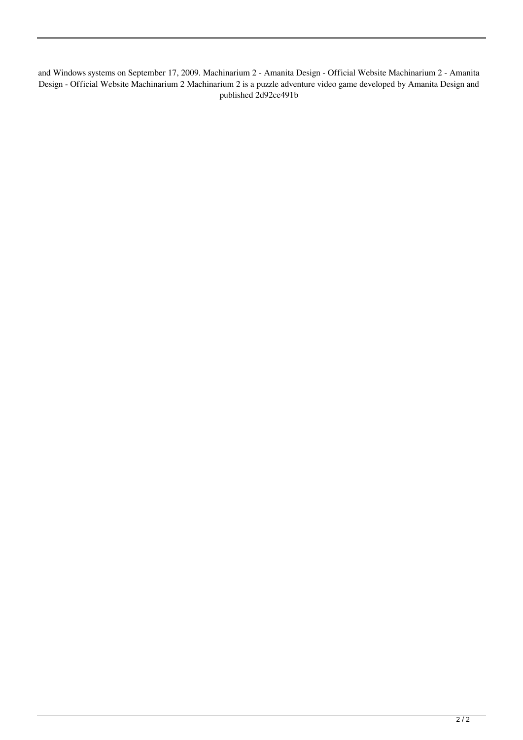and Windows systems on September 17, 2009. Machinarium 2 - Amanita Design - Official Website Machinarium 2 - Amanita Design - Official Website Machinarium 2 Machinarium 2 is a puzzle adventure video game developed by Amanita Design and published 2d92ce491b